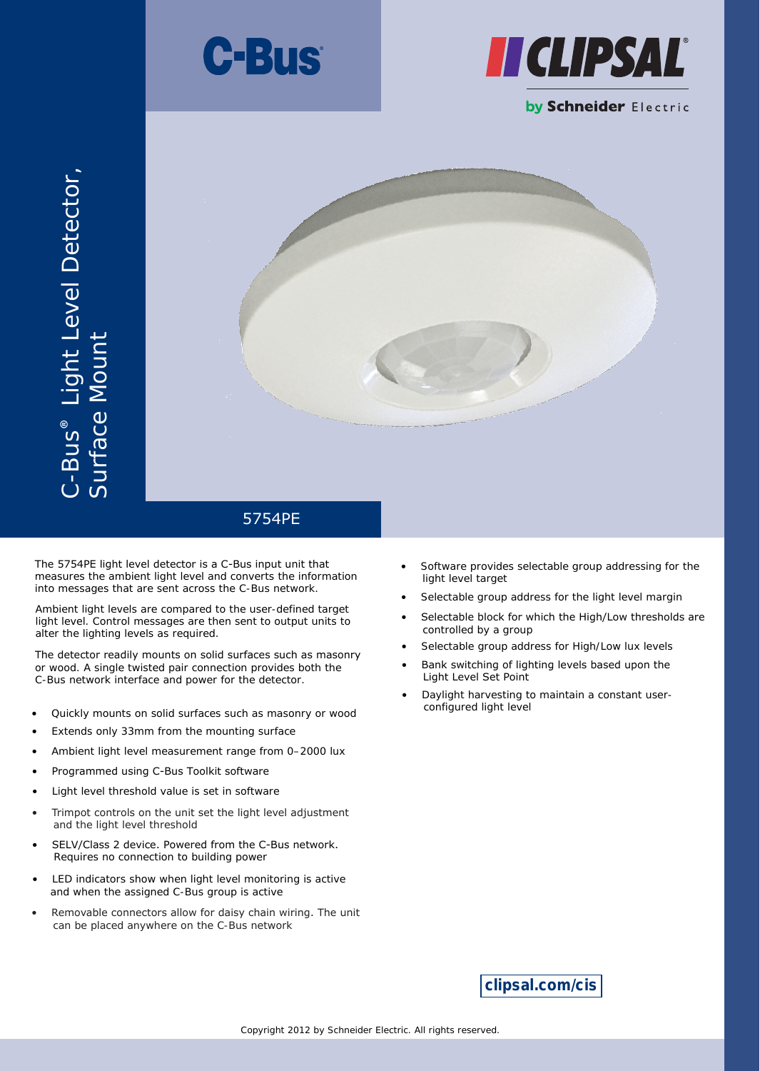C-Bus

CLIPSAL® by Schneider Electric

# C-Bus® Light Level Detector, Surface Mount

## 5754PE

The 5754PE light level detector is a C-Bus input unit that measures the ambient light level and converts the information into messages that are sent across the C-Bus network.

Ambient light levels are compared to the user-defined target light level. Control messages are then sent to output units to alter the lighting levels as required.

The detector readily mounts on solid surfaces such as masonry or wood. A single twisted pair connection provides both the C-Bus network interface and power for the detector.

- Quickly mounts on solid surfaces such as masonry or wood
- Extends only 33mm from the mounting surface
- Ambient light level measurement range from 0–2000 lux
- Programmed using C-Bus Toolkit software
- Light level threshold value is set in software
- Trimpot controls on the unit set the light level adjustment and the light level threshold
- SELV/Class 2 device. Powered from the C-Bus network. Requires no connection to building power
- LED indicators show when light level monitoring is active and when the assigned C-Bus group is active
- Removable connectors allow for daisy chain wiring. The unit can be placed anywhere on the C-Bus network
- Software provides selectable group addressing for the light level target
- Selectable group address for the light level margin
- Selectable block for which the High/Low thresholds are controlled by a group
- Selectable group address for High/Low lux levels
- Bank switching of lighting levels based upon the Light Level Set Point
- Daylight harvesting to maintain a constant user-configured light level

clipsal.com/cis

Copyright 2012 by Schneider Electric. All rights reserved.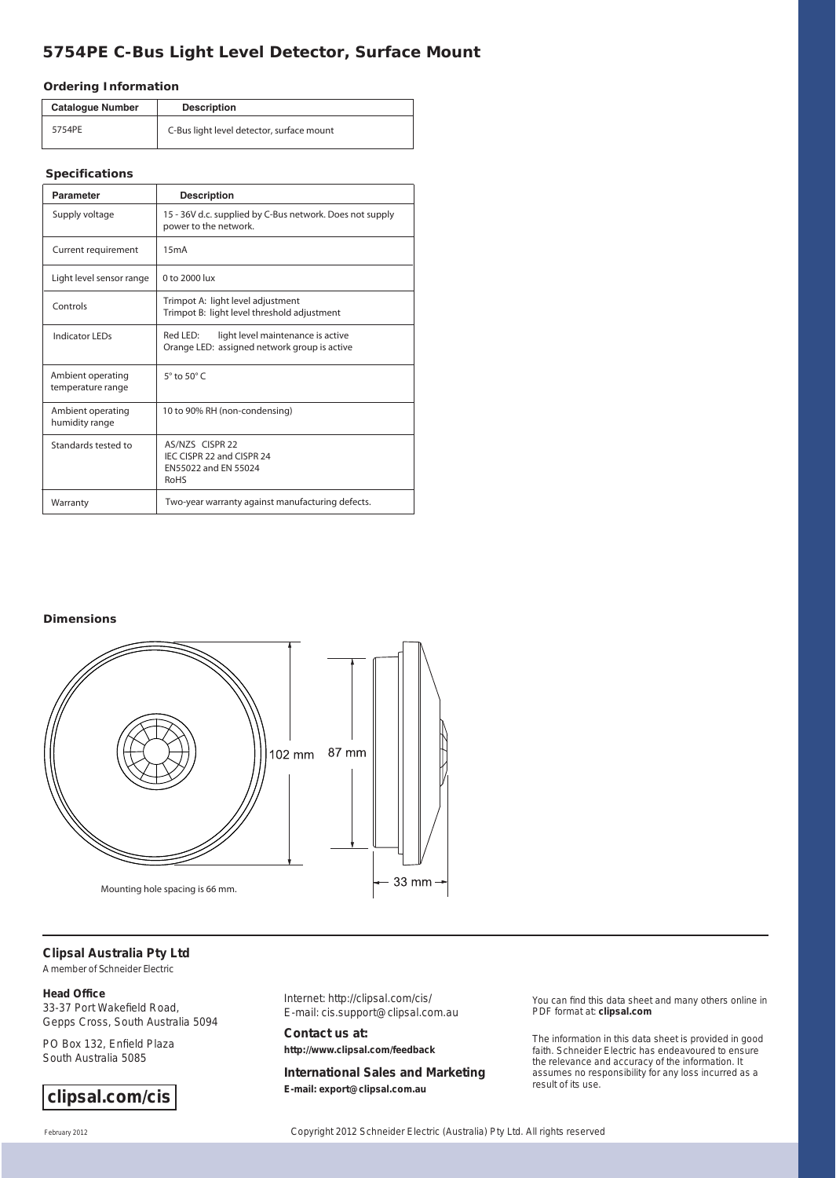# 5754PE C-Bus Light Level Detector, Surface Mount

## Ordering Information

| Catalogue Number | Description |
|---|---|
| 5754PE | C-Bus light level detector, surface mount |

## Specifications

| Parameter | Description |
|---|---|
| Supply voltage | 15 - 36V d.c. supplied by C-Bus network. Does not supply power to the network. |
| Current requirement | 15mA |
| Light level sensor range | 0 to 2000 lux |
| Controls | Trimpot A: light level adjustment<br>Trimpot B: light level threshold adjustment |
| Indicator LEDs | Red LED: light level maintenance is active<br>Orange LED: assigned network group is active |
| Ambient operating temperature range | 5° to 50° C |
| Ambient operating humidity range | 10 to 90% RH (non-condensing) |
| Standards tested to | AS/NZS CISPR 22<br>IEC CISPR 22 and CISPR 24<br>EN55022 and EN 55024<br>RoHS |
| Warranty | Two-year warranty against manufacturing defects. |

## Dimensions

102 mm

87 mm

33 mm

Mounting hole spacing is 66 mm.

**Clipsal Australia Pty Ltd**
A member of Schneider Electric

**Head Office**
33-37 Port Wakefield Road,
Gepps Cross, South Australia 5094

PO Box 132, Enfield Plaza
South Australia 5085

**clipsal.com/cis**

Internet: http://clipsal.com/cis/
E-mail: cis.support@clipsal.com.au

**Contact us at:**
**http://www.clipsal.com/feedback**

**International Sales and Marketing**
**E-mail: export@clipsal.com.au**

You can find this data sheet and many others online in PDF format at: **clipsal.com**

The information in this data sheet is provided in good faith. Schneider Electric has endeavoured to ensure the relevance and accuracy of the information. It assumes no responsibility for any loss incurred as a result of its use.

February 2012

Copyright 2012 Schneider Electric (Australia) Pty Ltd. All rights reserved